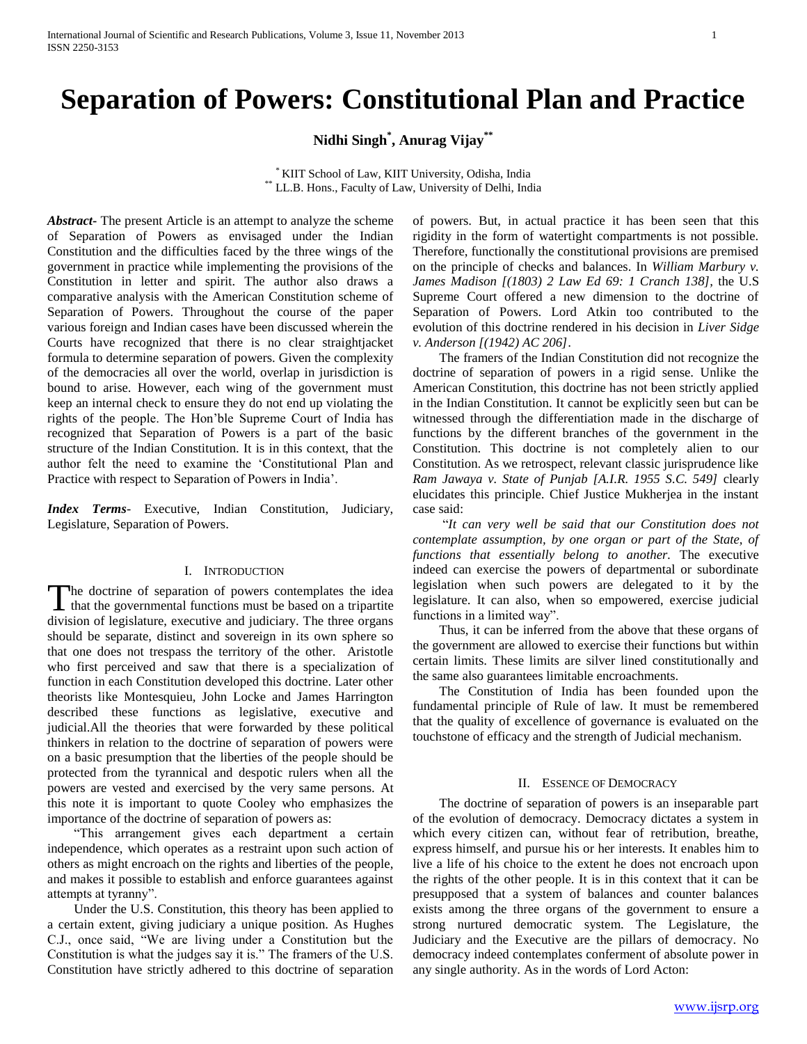# Separation of Powers: Constitutional Plan and Practice

**Nidhi Singh[*], Anurag Vijay[**]**

[*] KIIT School of Law, KIIT University, Odisha, India
[**] LL.B. Hons., Faculty of Law, University of Delhi, India

***Abstract*-** The present Article is an attempt to analyze the scheme of Separation of Powers as envisaged under the Indian Constitution and the difficulties faced by the three wings of the government in practice while implementing the provisions of the Constitution in letter and spirit. The author also draws a comparative analysis with the American Constitution scheme of Separation of Powers. Throughout the course of the paper various foreign and Indian cases have been discussed wherein the Courts have recognized that there is no clear straightjacket formula to determine separation of powers. Given the complexity of the democracies all over the world, overlap in jurisdiction is bound to arise. However, each wing of the government must keep an internal check to ensure they do not end up violating the rights of the people. The Hon'ble Supreme Court of India has recognized that Separation of Powers is a part of the basic structure of the Indian Constitution. It is in this context, that the author felt the need to examine the 'Constitutional Plan and Practice with respect to Separation of Powers in India'.

***Index Terms*-** Executive, Indian Constitution, Judiciary, Legislature, Separation of Powers.

## I. Introduction

The doctrine of separation of powers contemplates the idea that the governmental functions must be based on a tripartite division of legislature, executive and judiciary. The three organs should be separate, distinct and sovereign in its own sphere so that one does not trespass the territory of the other. Aristotle who first perceived and saw that there is a specialization of function in each Constitution developed this doctrine. Later other theorists like Montesquieu, John Locke and James Harrington described these functions as legislative, executive and judicial.All the theories that were forwarded by these political thinkers in relation to the doctrine of separation of powers were on a basic presumption that the liberties of the people should be protected from the tyrannical and despotic rulers when all the powers are vested and exercised by the very same persons. At this note it is important to quote Cooley who emphasizes the importance of the doctrine of separation of powers as:

"This arrangement gives each department a certain independence, which operates as a restraint upon such action of others as might encroach on the rights and liberties of the people, and makes it possible to establish and enforce guarantees against attempts at tyranny".

Under the U.S. Constitution, this theory has been applied to a certain extent, giving judiciary a unique position. As Hughes C.J., once said, "We are living under a Constitution but the Constitution is what the judges say it is." The framers of the U.S. Constitution have strictly adhered to this doctrine of separation of powers. But, in actual practice it has been seen that this rigidity in the form of watertight compartments is not possible. Therefore, functionally the constitutional provisions are premised on the principle of checks and balances. In *William Marbury v. James Madison [(1803) 2 Law Ed 69: 1 Cranch 138]*, the U.S Supreme Court offered a new dimension to the doctrine of Separation of Powers. Lord Atkin too contributed to the evolution of this doctrine rendered in his decision in *Liver Sidge v. Anderson [(1942) AC 206]*.

The framers of the Indian Constitution did not recognize the doctrine of separation of powers in a rigid sense. Unlike the American Constitution, this doctrine has not been strictly applied in the Indian Constitution. It cannot be explicitly seen but can be witnessed through the differentiation made in the discharge of functions by the different branches of the government in the Constitution. This doctrine is not completely alien to our Constitution. As we retrospect, relevant classic jurisprudence like *Ram Jawaya v. State of Punjab [A.I.R. 1955 S.C. 549]* clearly elucidates this principle. Chief Justice Mukherjea in the instant case said:

"*It can very well be said that our Constitution does not contemplate assumption, by one organ or part of the State, of functions that essentially belong to another.* The executive indeed can exercise the powers of departmental or subordinate legislation when such powers are delegated to it by the legislature. It can also, when so empowered, exercise judicial functions in a limited way".

Thus, it can be inferred from the above that these organs of the government are allowed to exercise their functions but within certain limits. These limits are silver lined constitutionally and the same also guarantees limitable encroachments.

The Constitution of India has been founded upon the fundamental principle of Rule of law. It must be remembered that the quality of excellence of governance is evaluated on the touchstone of efficacy and the strength of Judicial mechanism.

## II. Essence of Democracy

The doctrine of separation of powers is an inseparable part of the evolution of democracy. Democracy dictates a system in which every citizen can, without fear of retribution, breathe, express himself, and pursue his or her interests. It enables him to live a life of his choice to the extent he does not encroach upon the rights of the other people. It is in this context that it can be presupposed that a system of balances and counter balances exists among the three organs of the government to ensure a strong nurtured democratic system. The Legislature, the Judiciary and the Executive are the pillars of democracy. No democracy indeed contemplates conferment of absolute power in any single authority. As in the words of Lord Acton: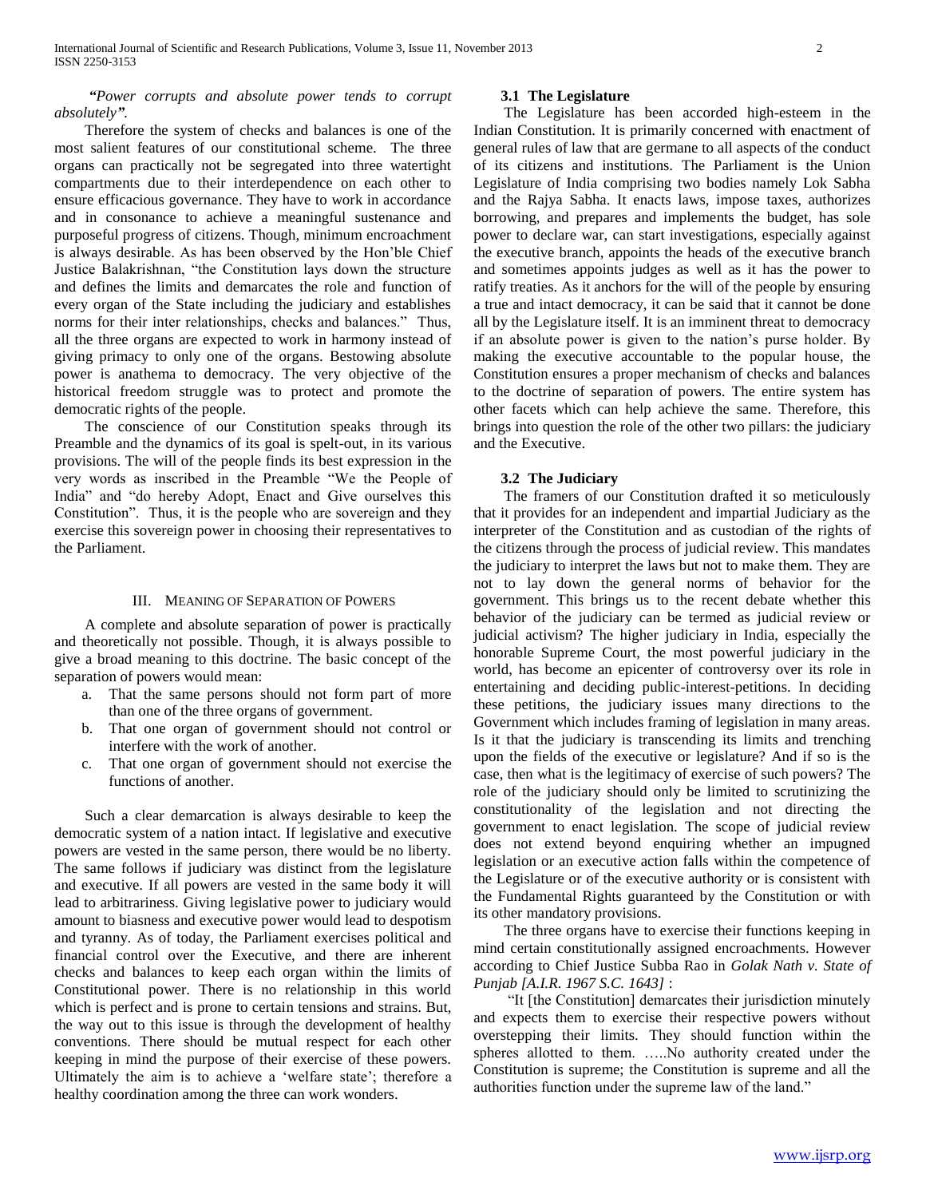*"Power corrupts and absolute power tends to corrupt absolutely".*

Therefore the system of checks and balances is one of the most salient features of our constitutional scheme. The three organs can practically not be segregated into three watertight compartments due to their interdependence on each other to ensure efficacious governance. They have to work in accordance and in consonance to achieve a meaningful sustenance and purposeful progress of citizens. Though, minimum encroachment is always desirable. As has been observed by the Hon'ble Chief Justice Balakrishnan, "the Constitution lays down the structure and defines the limits and demarcates the role and function of every organ of the State including the judiciary and establishes norms for their inter relationships, checks and balances." Thus, all the three organs are expected to work in harmony instead of giving primacy to only one of the organs. Bestowing absolute power is anathema to democracy. The very objective of the historical freedom struggle was to protect and promote the democratic rights of the people.

The conscience of our Constitution speaks through its Preamble and the dynamics of its goal is spelt-out, in its various provisions. The will of the people finds its best expression in the very words as inscribed in the Preamble "We the People of India" and "do hereby Adopt, Enact and Give ourselves this Constitution". Thus, it is the people who are sovereign and they exercise this sovereign power in choosing their representatives to the Parliament.

## III. Meaning of Separation of Powers

A complete and absolute separation of power is practically and theoretically not possible. Though, it is always possible to give a broad meaning to this doctrine. The basic concept of the separation of powers would mean:

a. That the same persons should not form part of more than one of the three organs of government.
b. That one organ of government should not control or interfere with the work of another.
c. That one organ of government should not exercise the functions of another.

Such a clear demarcation is always desirable to keep the democratic system of a nation intact. If legislative and executive powers are vested in the same person, there would be no liberty. The same follows if judiciary was distinct from the legislature and executive. If all powers are vested in the same body it will lead to arbitrariness. Giving legislative power to judiciary would amount to biasness and executive power would lead to despotism and tyranny. As of today, the Parliament exercises political and financial control over the Executive, and there are inherent checks and balances to keep each organ within the limits of Constitutional power. There is no relationship in this world which is perfect and is prone to certain tensions and strains. But, the way out to this issue is through the development of healthy conventions. There should be mutual respect for each other keeping in mind the purpose of their exercise of these powers. Ultimately the aim is to achieve a 'welfare state'; therefore a healthy coordination among the three can work wonders.

### 3.1 The Legislature

The Legislature has been accorded high-esteem in the Indian Constitution. It is primarily concerned with enactment of general rules of law that are germane to all aspects of the conduct of its citizens and institutions. The Parliament is the Union Legislature of India comprising two bodies namely Lok Sabha and the Rajya Sabha. It enacts laws, impose taxes, authorizes borrowing, and prepares and implements the budget, has sole power to declare war, can start investigations, especially against the executive branch, appoints the heads of the executive branch and sometimes appoints judges as well as it has the power to ratify treaties. As it anchors for the will of the people by ensuring a true and intact democracy, it can be said that it cannot be done all by the Legislature itself. It is an imminent threat to democracy if an absolute power is given to the nation's purse holder. By making the executive accountable to the popular house, the Constitution ensures a proper mechanism of checks and balances to the doctrine of separation of powers. The entire system has other facets which can help achieve the same. Therefore, this brings into question the role of the other two pillars: the judiciary and the Executive.

### 3.2 The Judiciary

The framers of our Constitution drafted it so meticulously that it provides for an independent and impartial Judiciary as the interpreter of the Constitution and as custodian of the rights of the citizens through the process of judicial review. This mandates the judiciary to interpret the laws but not to make them. They are not to lay down the general norms of behavior for the government. This brings us to the recent debate whether this behavior of the judiciary can be termed as judicial review or judicial activism? The higher judiciary in India, especially the honorable Supreme Court, the most powerful judiciary in the world, has become an epicenter of controversy over its role in entertaining and deciding public-interest-petitions. In deciding these petitions, the judiciary issues many directions to the Government which includes framing of legislation in many areas. Is it that the judiciary is transcending its limits and trenching upon the fields of the executive or legislature? And if so is the case, then what is the legitimacy of exercise of such powers? The role of the judiciary should only be limited to scrutinizing the constitutionality of the legislation and not directing the government to enact legislation. The scope of judicial review does not extend beyond enquiring whether an impugned legislation or an executive action falls within the competence of the Legislature or of the executive authority or is consistent with the Fundamental Rights guaranteed by the Constitution or with its other mandatory provisions.

The three organs have to exercise their functions keeping in mind certain constitutionally assigned encroachments. However according to Chief Justice Subba Rao in *Golak Nath v. State of Punjab [A.I.R. 1967 S.C. 1643]* :

"It [the Constitution] demarcates their jurisdiction minutely and expects them to exercise their respective powers without overstepping their limits. They should function within the spheres allotted to them. …..No authority created under the Constitution is supreme; the Constitution is supreme and all the authorities function under the supreme law of the land."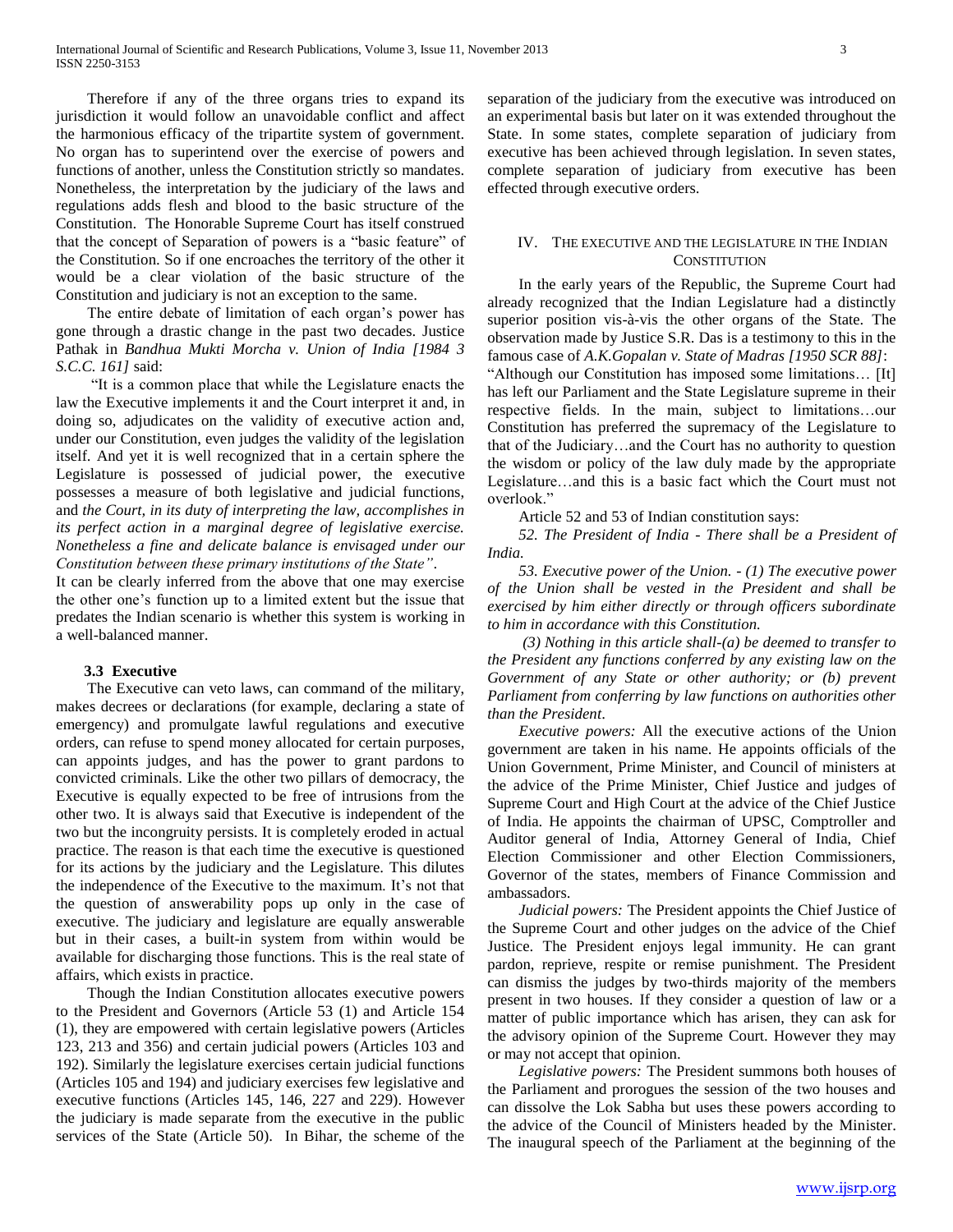Therefore if any of the three organs tries to expand its jurisdiction it would follow an unavoidable conflict and affect the harmonious efficacy of the tripartite system of government. No organ has to superintend over the exercise of powers and functions of another, unless the Constitution strictly so mandates. Nonetheless, the interpretation by the judiciary of the laws and regulations adds flesh and blood to the basic structure of the Constitution. The Honorable Supreme Court has itself construed that the concept of Separation of powers is a "basic feature" of the Constitution. So if one encroaches the territory of the other it would be a clear violation of the basic structure of the Constitution and judiciary is not an exception to the same.

The entire debate of limitation of each organ's power has gone through a drastic change in the past two decades. Justice Pathak in *Bandhua Mukti Morcha v. Union of India [1984 3 S.C.C. 161]* said:

"It is a common place that while the Legislature enacts the law the Executive implements it and the Court interpret it and, in doing so, adjudicates on the validity of executive action and, under our Constitution, even judges the validity of the legislation itself. And yet it is well recognized that in a certain sphere the Legislature is possessed of judicial power, the executive possesses a measure of both legislative and judicial functions, and *the Court, in its duty of interpreting the law, accomplishes in its perfect action in a marginal degree of legislative exercise. Nonetheless a fine and delicate balance is envisaged under our Constitution between these primary institutions of the State"*.

It can be clearly inferred from the above that one may exercise the other one's function up to a limited extent but the issue that predates the Indian scenario is whether this system is working in a well-balanced manner.

### 3.3 Executive

The Executive can veto laws, can command of the military, makes decrees or declarations (for example, declaring a state of emergency) and promulgate lawful regulations and executive orders, can refuse to spend money allocated for certain purposes, can appoints judges, and has the power to grant pardons to convicted criminals. Like the other two pillars of democracy, the Executive is equally expected to be free of intrusions from the other two. It is always said that Executive is independent of the two but the incongruity persists. It is completely eroded in actual practice. The reason is that each time the executive is questioned for its actions by the judiciary and the Legislature. This dilutes the independence of the Executive to the maximum. It's not that the question of answerability pops up only in the case of executive. The judiciary and legislature are equally answerable but in their cases, a built-in system from within would be available for discharging those functions. This is the real state of affairs, which exists in practice.

Though the Indian Constitution allocates executive powers to the President and Governors (Article 53 (1) and Article 154 (1), they are empowered with certain legislative powers (Articles 123, 213 and 356) and certain judicial powers (Articles 103 and 192). Similarly the legislature exercises certain judicial functions (Articles 105 and 194) and judiciary exercises few legislative and executive functions (Articles 145, 146, 227 and 229). However the judiciary is made separate from the executive in the public services of the State (Article 50). In Bihar, the scheme of the separation of the judiciary from the executive was introduced on an experimental basis but later on it was extended throughout the State. In some states, complete separation of judiciary from executive has been achieved through legislation. In seven states, complete separation of judiciary from executive has been effected through executive orders.

## IV. The Executive and the Legislature in the Indian Constitution

In the early years of the Republic, the Supreme Court had already recognized that the Indian Legislature had a distinctly superior position vis-à-vis the other organs of the State. The observation made by Justice S.R. Das is a testimony to this in the famous case of *A.K.Gopalan v. State of Madras [1950 SCR 88]*:

"Although our Constitution has imposed some limitations… [It] has left our Parliament and the State Legislature supreme in their respective fields. In the main, subject to limitations…our Constitution has preferred the supremacy of the Legislature to that of the Judiciary…and the Court has no authority to question the wisdom or policy of the law duly made by the appropriate Legislature…and this is a basic fact which the Court must not overlook."

Article 52 and 53 of Indian constitution says:

*52. The President of India - There shall be a President of India.*

*53. Executive power of the Union. - (1) The executive power of the Union shall be vested in the President and shall be exercised by him either directly or through officers subordinate to him in accordance with this Constitution.*

*(3) Nothing in this article shall-(a) be deemed to transfer to the President any functions conferred by any existing law on the Government of any State or other authority; or (b) prevent Parliament from conferring by law functions on authorities other than the President.*

*Executive powers:* All the executive actions of the Union government are taken in his name. He appoints officials of the Union Government, Prime Minister, and Council of ministers at the advice of the Prime Minister, Chief Justice and judges of Supreme Court and High Court at the advice of the Chief Justice of India. He appoints the chairman of UPSC, Comptroller and Auditor general of India, Attorney General of India, Chief Election Commissioner and other Election Commissioners, Governor of the states, members of Finance Commission and ambassadors.

*Judicial powers:* The President appoints the Chief Justice of the Supreme Court and other judges on the advice of the Chief Justice. The President enjoys legal immunity. He can grant pardon, reprieve, respite or remise punishment. The President can dismiss the judges by two-thirds majority of the members present in two houses. If they consider a question of law or a matter of public importance which has arisen, they can ask for the advisory opinion of the Supreme Court. However they may or may not accept that opinion.

*Legislative powers:* The President summons both houses of the Parliament and prorogues the session of the two houses and can dissolve the Lok Sabha but uses these powers according to the advice of the Council of Ministers headed by the Minister. The inaugural speech of the Parliament at the beginning of the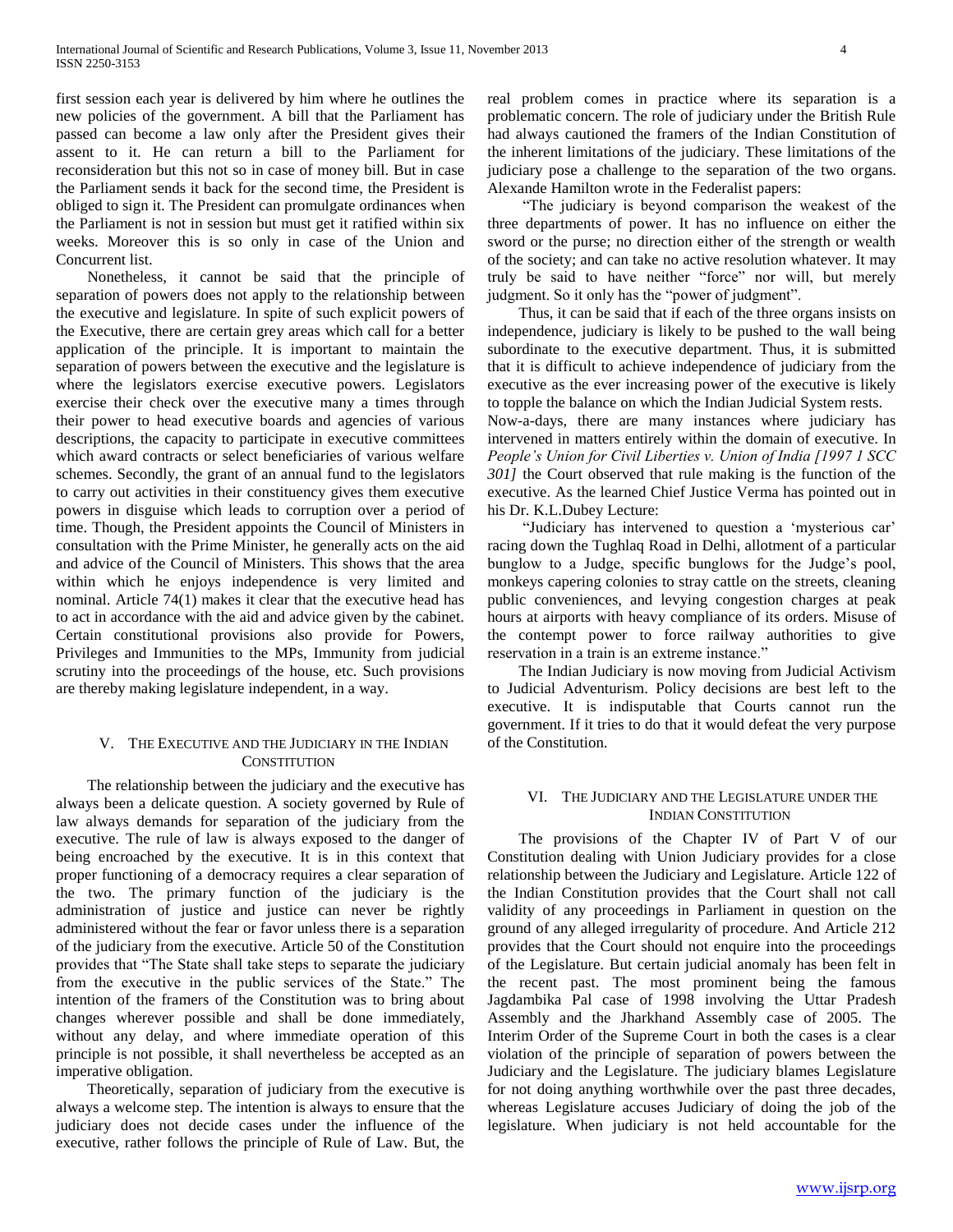first session each year is delivered by him where he outlines the new policies of the government. A bill that the Parliament has passed can become a law only after the President gives their assent to it. He can return a bill to the Parliament for reconsideration but this not so in case of money bill. But in case the Parliament sends it back for the second time, the President is obliged to sign it. The President can promulgate ordinances when the Parliament is not in session but must get it ratified within six weeks. Moreover this is so only in case of the Union and Concurrent list.

Nonetheless, it cannot be said that the principle of separation of powers does not apply to the relationship between the executive and legislature. In spite of such explicit powers of the Executive, there are certain grey areas which call for a better application of the principle. It is important to maintain the separation of powers between the executive and the legislature is where the legislators exercise executive powers. Legislators exercise their check over the executive many a times through their power to head executive boards and agencies of various descriptions, the capacity to participate in executive committees which award contracts or select beneficiaries of various welfare schemes. Secondly, the grant of an annual fund to the legislators to carry out activities in their constituency gives them executive powers in disguise which leads to corruption over a period of time. Though, the President appoints the Council of Ministers in consultation with the Prime Minister, he generally acts on the aid and advice of the Council of Ministers. This shows that the area within which he enjoys independence is very limited and nominal. Article 74(1) makes it clear that the executive head has to act in accordance with the aid and advice given by the cabinet. Certain constitutional provisions also provide for Powers, Privileges and Immunities to the MPs, Immunity from judicial scrutiny into the proceedings of the house, etc. Such provisions are thereby making legislature independent, in a way.

## V. The Executive and the Judiciary in the Indian Constitution

The relationship between the judiciary and the executive has always been a delicate question. A society governed by Rule of law always demands for separation of the judiciary from the executive. The rule of law is always exposed to the danger of being encroached by the executive. It is in this context that proper functioning of a democracy requires a clear separation of the two. The primary function of the judiciary is the administration of justice and justice can never be rightly administered without the fear or favor unless there is a separation of the judiciary from the executive. Article 50 of the Constitution provides that "The State shall take steps to separate the judiciary from the executive in the public services of the State." The intention of the framers of the Constitution was to bring about changes wherever possible and shall be done immediately, without any delay, and where immediate operation of this principle is not possible, it shall nevertheless be accepted as an imperative obligation.

Theoretically, separation of judiciary from the executive is always a welcome step. The intention is always to ensure that the judiciary does not decide cases under the influence of the executive, rather follows the principle of Rule of Law. But, the real problem comes in practice where its separation is a problematic concern. The role of judiciary under the British Rule had always cautioned the framers of the Indian Constitution of the inherent limitations of the judiciary. These limitations of the judiciary pose a challenge to the separation of the two organs. Alexande Hamilton wrote in the Federalist papers:

"The judiciary is beyond comparison the weakest of the three departments of power. It has no influence on either the sword or the purse; no direction either of the strength or wealth of the society; and can take no active resolution whatever. It may truly be said to have neither "force" nor will, but merely judgment. So it only has the "power of judgment".

Thus, it can be said that if each of the three organs insists on independence, judiciary is likely to be pushed to the wall being subordinate to the executive department. Thus, it is submitted that it is difficult to achieve independence of judiciary from the executive as the ever increasing power of the executive is likely to topple the balance on which the Indian Judicial System rests.

Now-a-days, there are many instances where judiciary has intervened in matters entirely within the domain of executive. In *People's Union for Civil Liberties v. Union of India [1997 1 SCC 301]* the Court observed that rule making is the function of the executive. As the learned Chief Justice Verma has pointed out in his Dr. K.L.Dubey Lecture:

"Judiciary has intervened to question a 'mysterious car' racing down the Tughlaq Road in Delhi, allotment of a particular bunglow to a Judge, specific bunglows for the Judge's pool, monkeys capering colonies to stray cattle on the streets, cleaning public conveniences, and levying congestion charges at peak hours at airports with heavy compliance of its orders. Misuse of the contempt power to force railway authorities to give reservation in a train is an extreme instance."

The Indian Judiciary is now moving from Judicial Activism to Judicial Adventurism. Policy decisions are best left to the executive. It is indisputable that Courts cannot run the government. If it tries to do that it would defeat the very purpose of the Constitution.

## VI. The Judiciary and the Legislature under the Indian Constitution

The provisions of the Chapter IV of Part V of our Constitution dealing with Union Judiciary provides for a close relationship between the Judiciary and Legislature. Article 122 of the Indian Constitution provides that the Court shall not call validity of any proceedings in Parliament in question on the ground of any alleged irregularity of procedure. And Article 212 provides that the Court should not enquire into the proceedings of the Legislature. But certain judicial anomaly has been felt in the recent past. The most prominent being the famous Jagdambika Pal case of 1998 involving the Uttar Pradesh Assembly and the Jharkhand Assembly case of 2005. The Interim Order of the Supreme Court in both the cases is a clear violation of the principle of separation of powers between the Judiciary and the Legislature. The judiciary blames Legislature for not doing anything worthwhile over the past three decades, whereas Legislature accuses Judiciary of doing the job of the legislature. When judiciary is not held accountable for the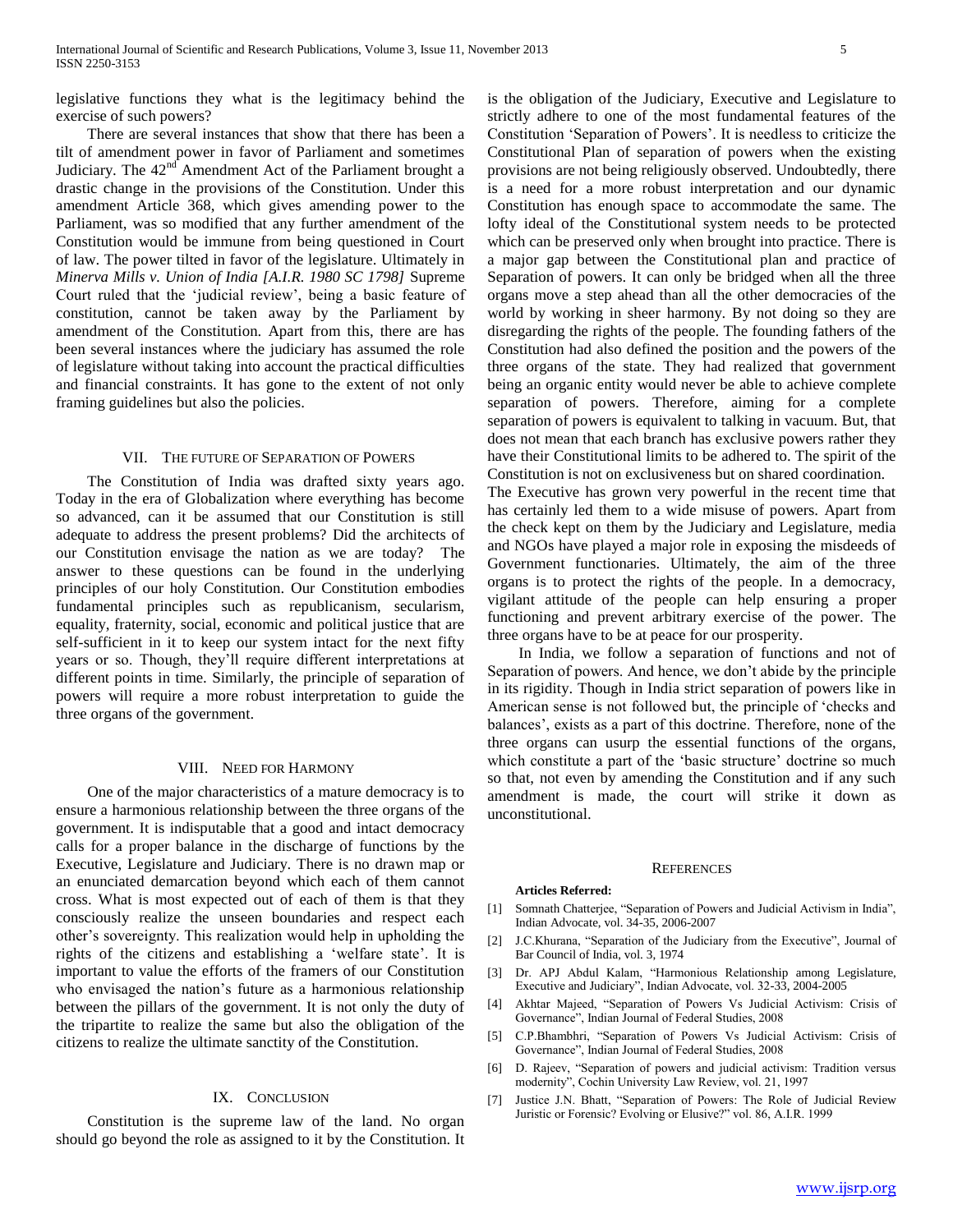legislative functions they what is the legitimacy behind the exercise of such powers?

There are several instances that show that there has been a tilt of amendment power in favor of Parliament and sometimes Judiciary. The 42nd Amendment Act of the Parliament brought a drastic change in the provisions of the Constitution. Under this amendment Article 368, which gives amending power to the Parliament, was so modified that any further amendment of the Constitution would be immune from being questioned in Court of law. The power tilted in favor of the legislature. Ultimately in *Minerva Mills v. Union of India [A.I.R. 1980 SC 1798]* Supreme Court ruled that the 'judicial review', being a basic feature of constitution, cannot be taken away by the Parliament by amendment of the Constitution. Apart from this, there are has been several instances where the judiciary has assumed the role of legislature without taking into account the practical difficulties and financial constraints. It has gone to the extent of not only framing guidelines but also the policies.

## VII. The Future of Separation of Powers

The Constitution of India was drafted sixty years ago. Today in the era of Globalization where everything has become so advanced, can it be assumed that our Constitution is still adequate to address the present problems? Did the architects of our Constitution envisage the nation as we are today? The answer to these questions can be found in the underlying principles of our holy Constitution. Our Constitution embodies fundamental principles such as republicanism, secularism, equality, fraternity, social, economic and political justice that are self-sufficient in it to keep our system intact for the next fifty years or so. Though, they'll require different interpretations at different points in time. Similarly, the principle of separation of powers will require a more robust interpretation to guide the three organs of the government.

## VIII. Need for Harmony

One of the major characteristics of a mature democracy is to ensure a harmonious relationship between the three organs of the government. It is indisputable that a good and intact democracy calls for a proper balance in the discharge of functions by the Executive, Legislature and Judiciary. There is no drawn map or an enunciated demarcation beyond which each of them cannot cross. What is most expected out of each of them is that they consciously realize the unseen boundaries and respect each other's sovereignty. This realization would help in upholding the rights of the citizens and establishing a 'welfare state'. It is important to value the efforts of the framers of our Constitution who envisaged the nation's future as a harmonious relationship between the pillars of the government. It is not only the duty of the tripartite to realize the same but also the obligation of the citizens to realize the ultimate sanctity of the Constitution.

## IX. Conclusion

Constitution is the supreme law of the land. No organ should go beyond the role as assigned to it by the Constitution. It is the obligation of the Judiciary, Executive and Legislature to strictly adhere to one of the most fundamental features of the Constitution 'Separation of Powers'. It is needless to criticize the Constitutional Plan of separation of powers when the existing provisions are not being religiously observed. Undoubtedly, there is a need for a more robust interpretation and our dynamic Constitution has enough space to accommodate the same. The lofty ideal of the Constitutional system needs to be protected which can be preserved only when brought into practice. There is a major gap between the Constitutional plan and practice of Separation of powers. It can only be bridged when all the three organs move a step ahead than all the other democracies of the world by working in sheer harmony. By not doing so they are disregarding the rights of the people. The founding fathers of the Constitution had also defined the position and the powers of the three organs of the state. They had realized that government being an organic entity would never be able to achieve complete separation of powers. Therefore, aiming for a complete separation of powers is equivalent to talking in vacuum. But, that does not mean that each branch has exclusive powers rather they have their Constitutional limits to be adhered to. The spirit of the Constitution is not on exclusiveness but on shared coordination.

The Executive has grown very powerful in the recent time that has certainly led them to a wide misuse of powers. Apart from the check kept on them by the Judiciary and Legislature, media and NGOs have played a major role in exposing the misdeeds of Government functionaries. Ultimately, the aim of the three organs is to protect the rights of the people. In a democracy, vigilant attitude of the people can help ensuring a proper functioning and prevent arbitrary exercise of the power. The three organs have to be at peace for our prosperity.

In India, we follow a separation of functions and not of Separation of powers. And hence, we don't abide by the principle in its rigidity. Though in India strict separation of powers like in American sense is not followed but, the principle of 'checks and balances', exists as a part of this doctrine. Therefore, none of the three organs can usurp the essential functions of the organs, which constitute a part of the 'basic structure' doctrine so much so that, not even by amending the Constitution and if any such amendment is made, the court will strike it down as unconstitutional.

## References

**Articles Referred:**

- [1] Somnath Chatterjee, "Separation of Powers and Judicial Activism in India", Indian Advocate, vol. 34-35, 2006-2007
- [2] J.C.Khurana, "Separation of the Judiciary from the Executive", Journal of Bar Council of India, vol. 3, 1974
- [3] Dr. APJ Abdul Kalam, "Harmonious Relationship among Legislature, Executive and Judiciary", Indian Advocate, vol. 32-33, 2004-2005
- [4] Akhtar Majeed, "Separation of Powers Vs Judicial Activism: Crisis of Governance", Indian Journal of Federal Studies, 2008
- [5] C.P.Bhambhri, "Separation of Powers Vs Judicial Activism: Crisis of Governance", Indian Journal of Federal Studies, 2008
- [6] D. Rajeev, "Separation of powers and judicial activism: Tradition versus modernity", Cochin University Law Review, vol. 21, 1997
- [7] Justice J.N. Bhatt, "Separation of Powers: The Role of Judicial Review Juristic or Forensic? Evolving or Elusive?" vol. 86, A.I.R. 1999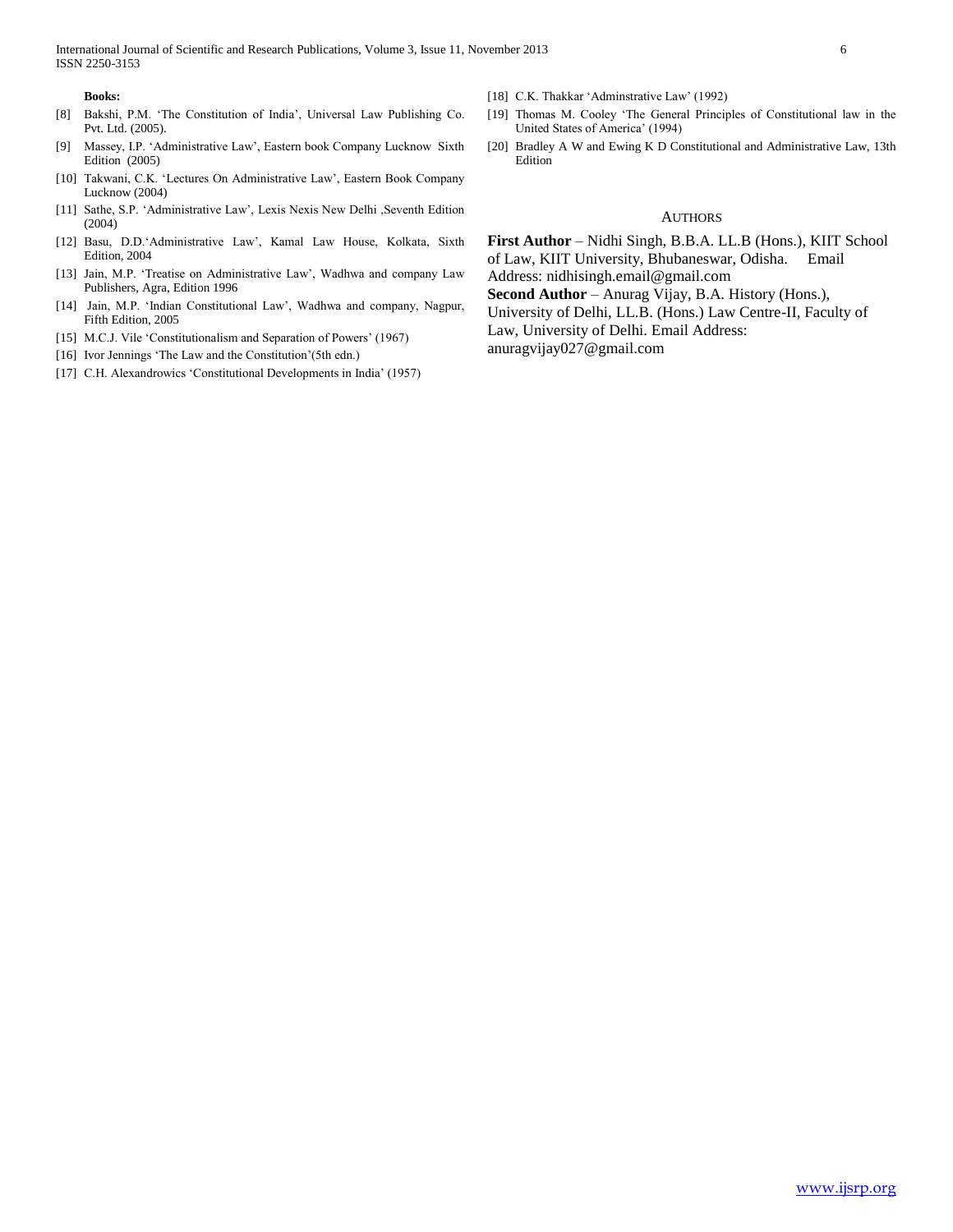**Books:**

[8] Bakshi, P.M. 'The Constitution of India', Universal Law Publishing Co. Pvt. Ltd. (2005).

[9] Massey, I.P. 'Administrative Law', Eastern book Company Lucknow Sixth Edition (2005)

[10] Takwani, C.K. 'Lectures On Administrative Law', Eastern Book Company Lucknow (2004)

[11] Sathe, S.P. 'Administrative Law', Lexis Nexis New Delhi ,Seventh Edition (2004)

[12] Basu, D.D.'Administrative Law', Kamal Law House, Kolkata, Sixth Edition, 2004

[13] Jain, M.P. 'Treatise on Administrative Law', Wadhwa and company Law Publishers, Agra, Edition 1996

[14] Jain, M.P. 'Indian Constitutional Law', Wadhwa and company, Nagpur, Fifth Edition, 2005

[15] M.C.J. Vile 'Constitutionalism and Separation of Powers' (1967)

[16] Ivor Jennings 'The Law and the Constitution'(5th edn.)

[17] C.H. Alexandrowics 'Constitutional Developments in India' (1957)

[18] C.K. Thakkar 'Adminstrative Law' (1992)

[19] Thomas M. Cooley 'The General Principles of Constitutional law in the United States of America' (1994)

[20] Bradley A W and Ewing K D Constitutional and Administrative Law, 13th Edition

## AUTHORS

**First Author** – Nidhi Singh, B.B.A. LL.B (Hons.), KIIT School of Law, KIIT University, Bhubaneswar, Odisha. Email Address: nidhisingh.email@gmail.com

**Second Author** – Anurag Vijay, B.A. History (Hons.), University of Delhi, LL.B. (Hons.) Law Centre-II, Faculty of Law, University of Delhi. Email Address: anuragvijay027@gmail.com